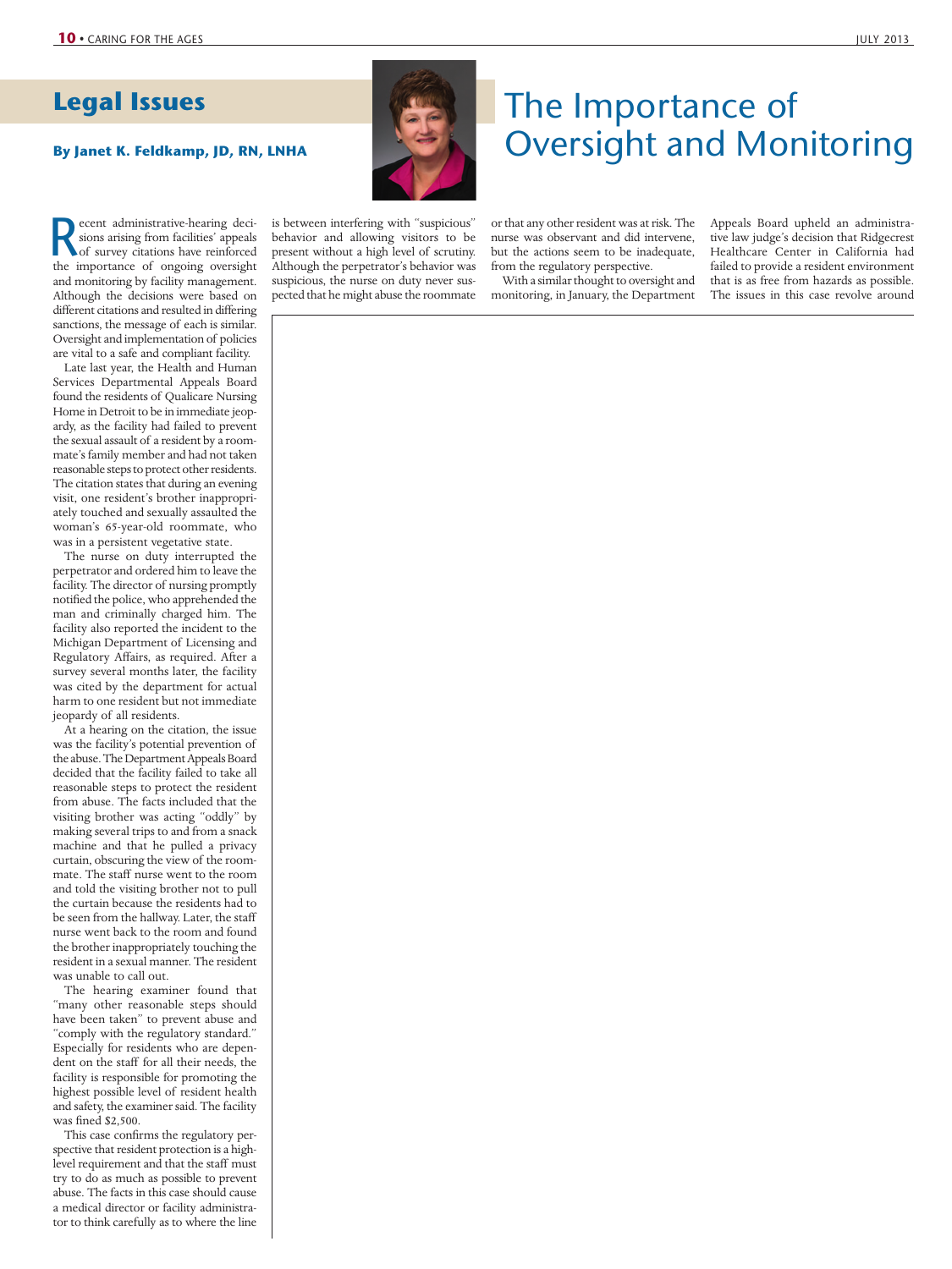## Legal Issues

**By Janet K. Feldkamp, JD, RN, LNHA**

# The Importance of Oversight and Monitoring

Recent administrative-hearing decisions arising from facilities' appeals of survey citations have reinforced the importance of ongoing oversight and monitoring by facility management. Although the decisions were based on different citations and resulted in differing sanctions, the message of each is similar. Oversight and implementation of policies are vital to a safe and compliant facility.

Late last year, the Health and Human Services Departmental Appeals Board found the residents of Qualicare Nursing Home in Detroit to be in immediate jeopardy, as the facility had failed to prevent the sexual assault of a resident by a roommate's family member and had not taken reasonable steps to protect other residents. The citation states that during an evening visit, one resident's brother inappropriately touched and sexually assaulted the woman's 65-year-old roommate, who was in a persistent vegetative state.

The nurse on duty interrupted the perpetrator and ordered him to leave the facility. The director of nursing promptly notified the police, who apprehended the man and criminally charged him. The facility also reported the incident to the Michigan Department of Licensing and Regulatory Affairs, as required. After a survey several months later, the facility was cited by the department for actual harm to one resident but not immediate jeopardy of all residents.

At a hearing on the citation, the issue was the facility's potential prevention of the abuse. The Department Appeals Board decided that the facility failed to take all reasonable steps to protect the resident from abuse. The facts included that the visiting brother was acting "oddly" by making several trips to and from a snack machine and that he pulled a privacy curtain, obscuring the view of the roommate. The staff nurse went to the room and told the visiting brother not to pull the curtain because the residents had to be seen from the hallway. Later, the staff nurse went back to the room and found the brother inappropriately touching the resident in a sexual manner. The resident was unable to call out.

The hearing examiner found that "many other reasonable steps should have been taken" to prevent abuse and "comply with the regulatory standard." Especially for residents who are dependent on the staff for all their needs, the facility is responsible for promoting the highest possible level of resident health and safety, the examiner said. The facility was fined $2,500.

This case confirms the regulatory perspective that resident protection is a high-level requirement and that the staff must try to do as much as possible to prevent abuse. The facts in this case should cause a medical director or facility administrator to think carefully as to where the line is between interfering with "suspicious" behavior and allowing visitors to be present without a high level of scrutiny. Although the perpetrator's behavior was suspicious, the nurse on duty never suspected that he might abuse the roommate or that any other resident was at risk. The nurse was observant and did intervene, but the actions seem to be inadequate, from the regulatory perspective.

With a similar thought to oversight and monitoring, in January, the Department Appeals Board upheld an administrative law judge's decision that Ridgecrest Healthcare Center in California had failed to provide a resident environment that is as free from hazards as possible. The issues in this case revolve around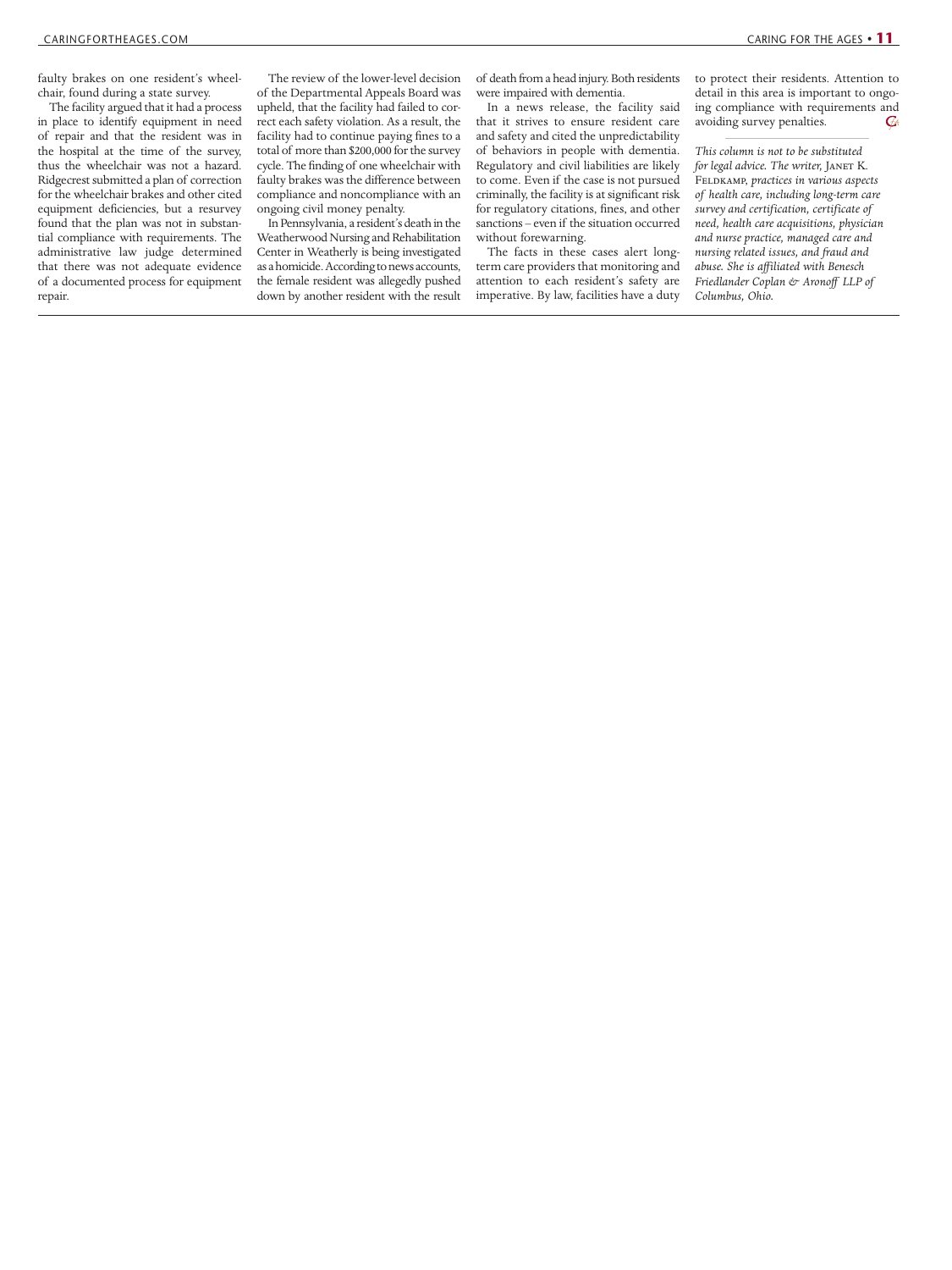faulty brakes on one resident's wheelchair, found during a state survey.

The facility argued that it had a process in place to identify equipment in need of repair and that the resident was in the hospital at the time of the survey, thus the wheelchair was not a hazard. Ridgecrest submitted a plan of correction for the wheelchair brakes and other cited equipment deficiencies, but a resurvey found that the plan was not in substantial compliance with requirements. The administrative law judge determined that there was not adequate evidence of a documented process for equipment repair.

The review of the lower-level decision of the Departmental Appeals Board was upheld, that the facility had failed to correct each safety violation. As a result, the facility had to continue paying fines to a total of more than $200,000 for the survey cycle. The finding of one wheelchair with faulty brakes was the difference between compliance and noncompliance with an ongoing civil money penalty.

In Pennsylvania, a resident's death in the Weatherwood Nursing and Rehabilitation Center in Weatherly is being investigated as a homicide. According to news accounts, the female resident was allegedly pushed down by another resident with the result of death from a head injury. Both residents were impaired with dementia.

In a news release, the facility said that it strives to ensure resident care and safety and cited the unpredictability of behaviors in people with dementia. Regulatory and civil liabilities are likely to come. Even if the case is not pursued criminally, the facility is at significant risk for regulatory citations, fines, and other sanctions – even if the situation occurred without forewarning.

The facts in these cases alert long-term care providers that monitoring and attention to each resident's safety are imperative. By law, facilities have a duty to protect their residents. Attention to detail in this area is important to ongoing compliance with requirements and avoiding survey penalties.

*This column is not to be substituted for legal advice. The writer,* Janet K. Feldkamp, *practices in various aspects of health care, including long-term care survey and certification, certificate of need, health care acquisitions, physician and nurse practice, managed care and nursing related issues, and fraud and abuse. She is affiliated with Benesch Friedlander Coplan & Aronoff LLP of Columbus, Ohio.*